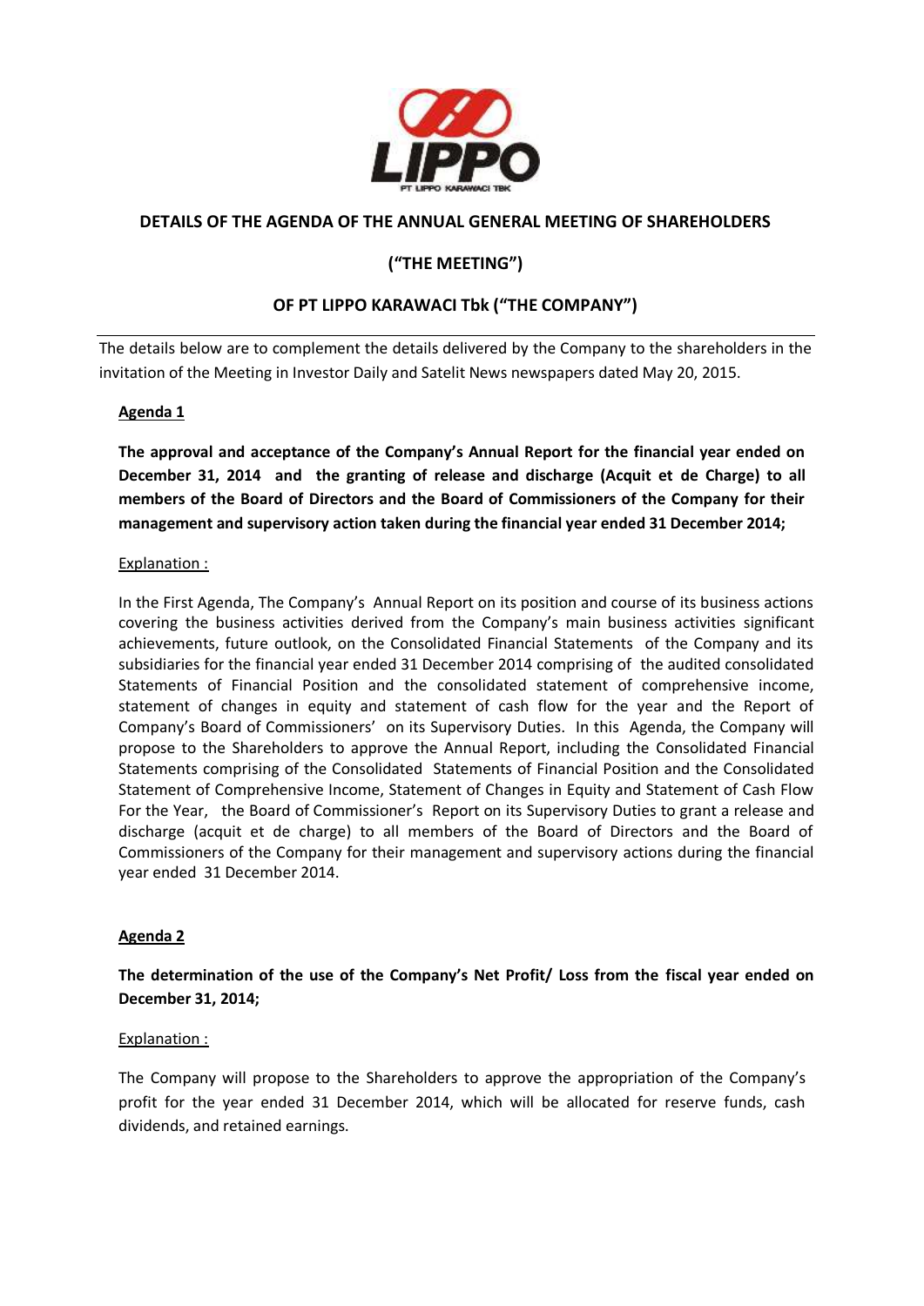# DETAILS OF THE AGENDA OF THE ANNUAL GENERAL MEETING OF SHAREHOLDERS

## (“THE MEETING”)

## OF PT LIPPO KARAWACI Tbk (“THE COMPANY”)

The details below are to complement the details delivered by the Company to the shareholders in the invitation of the Meeting in Investor Daily and Satelit News newspapers dated May 20, 2015.

**Agenda 1**

**The approval and acceptance of the Company’s Annual Report for the financial year ended on December 31, 2014 and the granting of release and discharge (Acquit et de Charge) to all members of the Board of Directors and the Board of Commissioners of the Company for their management and supervisory action taken during the financial year ended 31 December 2014;**

Explanation :

In the First Agenda, The Company’s Annual Report on its position and course of its business actions covering the business activities derived from the Company’s main business activities significant achievements, future outlook, on the Consolidated Financial Statements of the Company and its subsidiaries for the financial year ended 31 December 2014 comprising of the audited consolidated Statements of Financial Position and the consolidated statement of comprehensive income, statement of changes in equity and statement of cash flow for the year and the Report of Company’s Board of Commissioners’ on its Supervisory Duties. In this Agenda, the Company will propose to the Shareholders to approve the Annual Report, including the Consolidated Financial Statements comprising of the Consolidated Statements of Financial Position and the Consolidated Statement of Comprehensive Income, Statement of Changes in Equity and Statement of Cash Flow For the Year, the Board of Commissioner’s Report on its Supervisory Duties to grant a release and discharge (acquit et de charge) to all members of the Board of Directors and the Board of Commissioners of the Company for their management and supervisory actions during the financial year ended 31 December 2014.

**Agenda 2**

**The determination of the use of the Company’s Net Profit/ Loss from the fiscal year ended on December 31, 2014;**

Explanation :

The Company will propose to the Shareholders to approve the appropriation of the Company’s profit for the year ended 31 December 2014, which will be allocated for reserve funds, cash dividends, and retained earnings.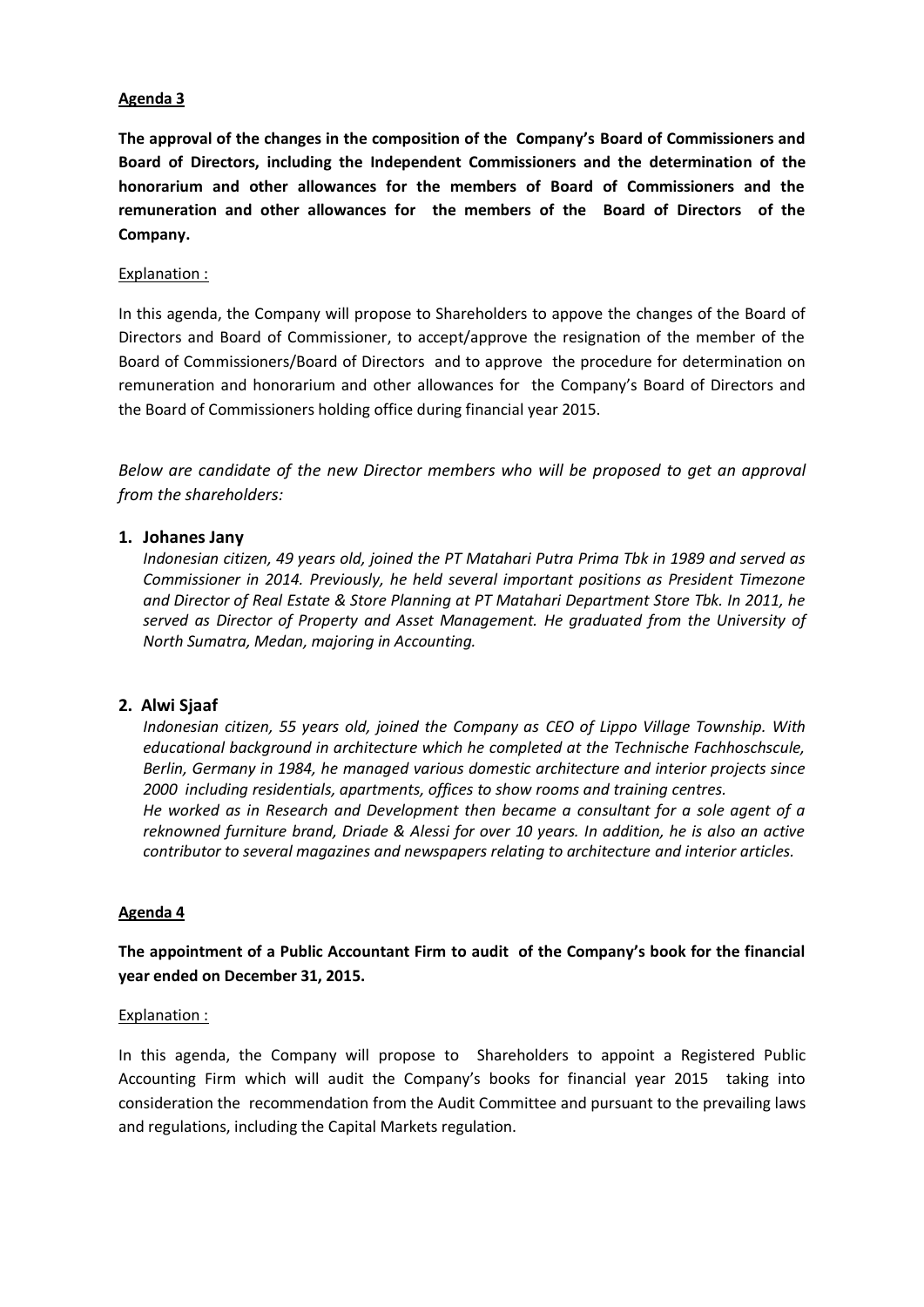**Agenda 3**

**The approval of the changes in the composition of the Company's Board of Commissioners and Board of Directors, including the Independent Commissioners and the determination of the honorarium and other allowances for the members of Board of Commissioners and the remuneration and other allowances for the members of the Board of Directors of the Company.**

Explanation :

In this agenda, the Company will propose to Shareholders to appove the changes of the Board of Directors and Board of Commissioner, to accept/approve the resignation of the member of the Board of Commissioners/Board of Directors and to approve the procedure for determination on remuneration and honorarium and other allowances for the Company's Board of Directors and the Board of Commissioners holding office during financial year 2015.

*Below are candidate of the new Director members who will be proposed to get an approval from the shareholders:*

**1. Johanes Jany**

*Indonesian citizen, 49 years old, joined the PT Matahari Putra Prima Tbk in 1989 and served as Commissioner in 2014. Previously, he held several important positions as President Timezone and Director of Real Estate & Store Planning at PT Matahari Department Store Tbk. In 2011, he served as Director of Property and Asset Management. He graduated from the University of North Sumatra, Medan, majoring in Accounting.*

**2. Alwi Sjaaf**

*Indonesian citizen, 55 years old, joined the Company as CEO of Lippo Village Township. With educational background in architecture which he completed at the Technische Fachhoschscule, Berlin, Germany in 1984, he managed various domestic architecture and interior projects since 2000 including residentials, apartments, offices to show rooms and training centres.*
*He worked as in Research and Development then became a consultant for a sole agent of a reknowned furniture brand, Driade & Alessi for over 10 years. In addition, he is also an active contributor to several magazines and newspapers relating to architecture and interior articles.*

**Agenda 4**

**The appointment of a Public Accountant Firm to audit of the Company's book for the financial year ended on December 31, 2015.**

Explanation :

In this agenda, the Company will propose to Shareholders to appoint a Registered Public Accounting Firm which will audit the Company's books for financial year 2015 taking into consideration the recommendation from the Audit Committee and pursuant to the prevailing laws and regulations, including the Capital Markets regulation.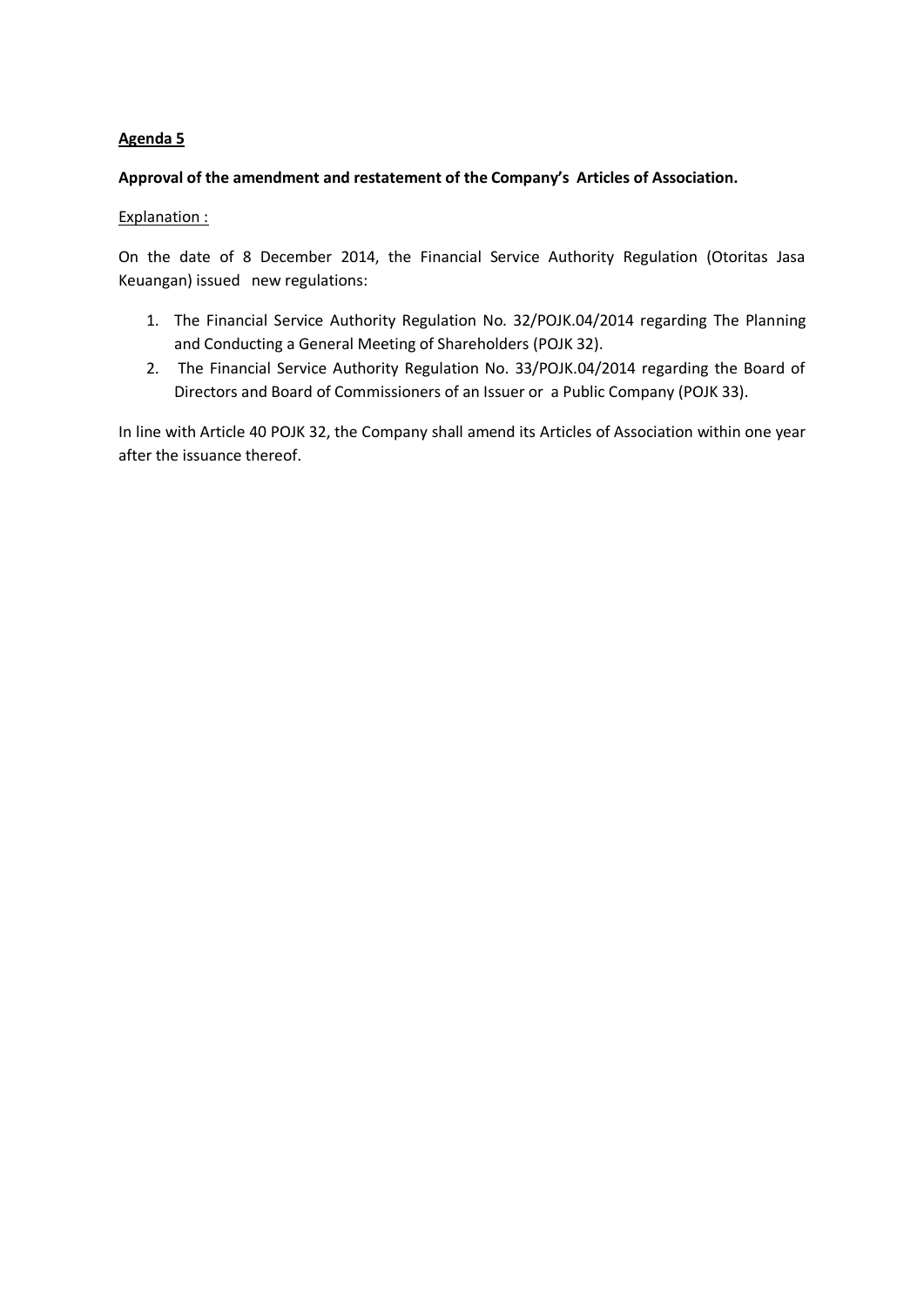**<u>Agenda 5</u>**

**Approval of the amendment and restatement of the Company's Articles of Association.**

<u>Explanation :</u>

On the date of 8 December 2014, the Financial Service Authority Regulation (Otoritas Jasa Keuangan) issued new regulations:

1. The Financial Service Authority Regulation No. 32/POJK.04/2014 regarding The Planning and Conducting a General Meeting of Shareholders (POJK 32).
2. The Financial Service Authority Regulation No. 33/POJK.04/2014 regarding the Board of Directors and Board of Commissioners of an Issuer or a Public Company (POJK 33).

In line with Article 40 POJK 32, the Company shall amend its Articles of Association within one year after the issuance thereof.